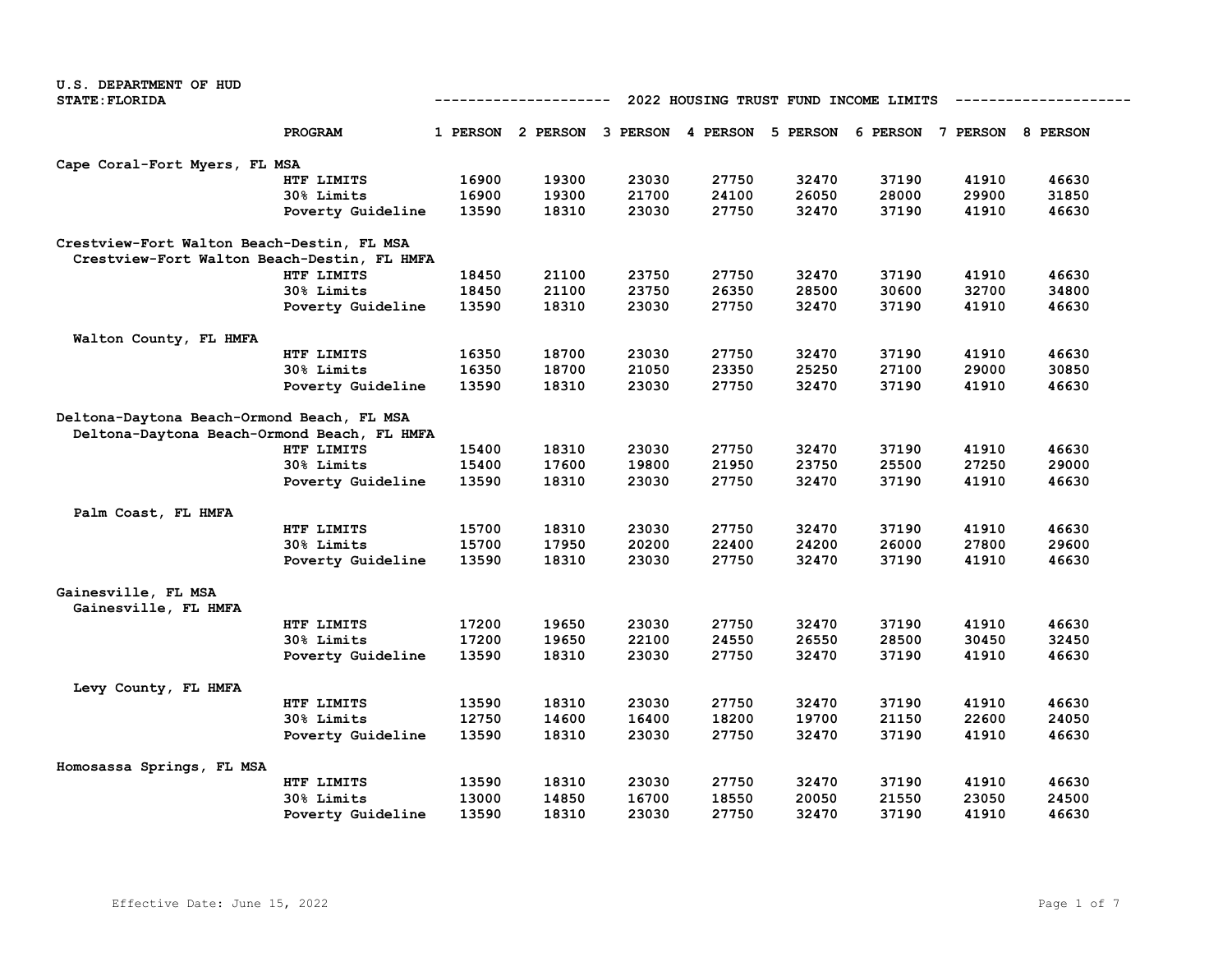U.S. DEPARTMENT OF HUD
STATE: FLORIDA

# 2022 HOUSING TRUST FUND INCOME LIMITS

| | PROGRAM | 1 PERSON | 2 PERSON | 3 PERSON | 4 PERSON | 5 PERSON | 6 PERSON | 7 PERSON | 8 PERSON |
|---|---|---|---|---|---|---|---|---|---|
| **Cape Coral-Fort Myers, FL MSA** | | | | | | | | | |
| | HTF LIMITS | 16900 | 19300 | 23030 | 27750 | 32470 | 37190 | 41910 | 46630 |
| | 30% Limits | 16900 | 19300 | 21700 | 24100 | 26050 | 28000 | 29900 | 31850 |
| | Poverty Guideline | 13590 | 18310 | 23030 | 27750 | 32470 | 37190 | 41910 | 46630 |
| **Crestview-Fort Walton Beach-Destin, FL MSA** | | | | | | | | | |
| Crestview-Fort Walton Beach-Destin, FL HMFA | | | | | | | | | |
| | HTF LIMITS | 18450 | 21100 | 23750 | 27750 | 32470 | 37190 | 41910 | 46630 |
| | 30% Limits | 18450 | 21100 | 23750 | 26350 | 28500 | 30600 | 32700 | 34800 |
| | Poverty Guideline | 13590 | 18310 | 23030 | 27750 | 32470 | 37190 | 41910 | 46630 |
| Walton County, FL HMFA | | | | | | | | | |
| | HTF LIMITS | 16350 | 18700 | 23030 | 27750 | 32470 | 37190 | 41910 | 46630 |
| | 30% Limits | 16350 | 18700 | 21050 | 23350 | 25250 | 27100 | 29000 | 30850 |
| | Poverty Guideline | 13590 | 18310 | 23030 | 27750 | 32470 | 37190 | 41910 | 46630 |
| **Deltona-Daytona Beach-Ormond Beach, FL MSA** | | | | | | | | | |
| Deltona-Daytona Beach-Ormond Beach, FL HMFA | | | | | | | | | |
| | HTF LIMITS | 15400 | 18310 | 23030 | 27750 | 32470 | 37190 | 41910 | 46630 |
| | 30% Limits | 15400 | 17600 | 19800 | 21950 | 23750 | 25500 | 27250 | 29000 |
| | Poverty Guideline | 13590 | 18310 | 23030 | 27750 | 32470 | 37190 | 41910 | 46630 |
| Palm Coast, FL HMFA | | | | | | | | | |
| | HTF LIMITS | 15700 | 18310 | 23030 | 27750 | 32470 | 37190 | 41910 | 46630 |
| | 30% Limits | 15700 | 17950 | 20200 | 22400 | 24200 | 26000 | 27800 | 29600 |
| | Poverty Guideline | 13590 | 18310 | 23030 | 27750 | 32470 | 37190 | 41910 | 46630 |
| **Gainesville, FL MSA** | | | | | | | | | |
| Gainesville, FL HMFA | | | | | | | | | |
| | HTF LIMITS | 17200 | 19650 | 23030 | 27750 | 32470 | 37190 | 41910 | 46630 |
| | 30% Limits | 17200 | 19650 | 22100 | 24550 | 26550 | 28500 | 30450 | 32450 |
| | Poverty Guideline | 13590 | 18310 | 23030 | 27750 | 32470 | 37190 | 41910 | 46630 |
| Levy County, FL HMFA | | | | | | | | | |
| | HTF LIMITS | 13590 | 18310 | 23030 | 27750 | 32470 | 37190 | 41910 | 46630 |
| | 30% Limits | 12750 | 14600 | 16400 | 18200 | 19700 | 21150 | 22600 | 24050 |
| | Poverty Guideline | 13590 | 18310 | 23030 | 27750 | 32470 | 37190 | 41910 | 46630 |
| **Homosassa Springs, FL MSA** | | | | | | | | | |
| | HTF LIMITS | 13590 | 18310 | 23030 | 27750 | 32470 | 37190 | 41910 | 46630 |
| | 30% Limits | 13000 | 14850 | 16700 | 18550 | 20050 | 21550 | 23050 | 24500 |
| | Poverty Guideline | 13590 | 18310 | 23030 | 27750 | 32470 | 37190 | 41910 | 46630 |

Effective Date: June 15, 2022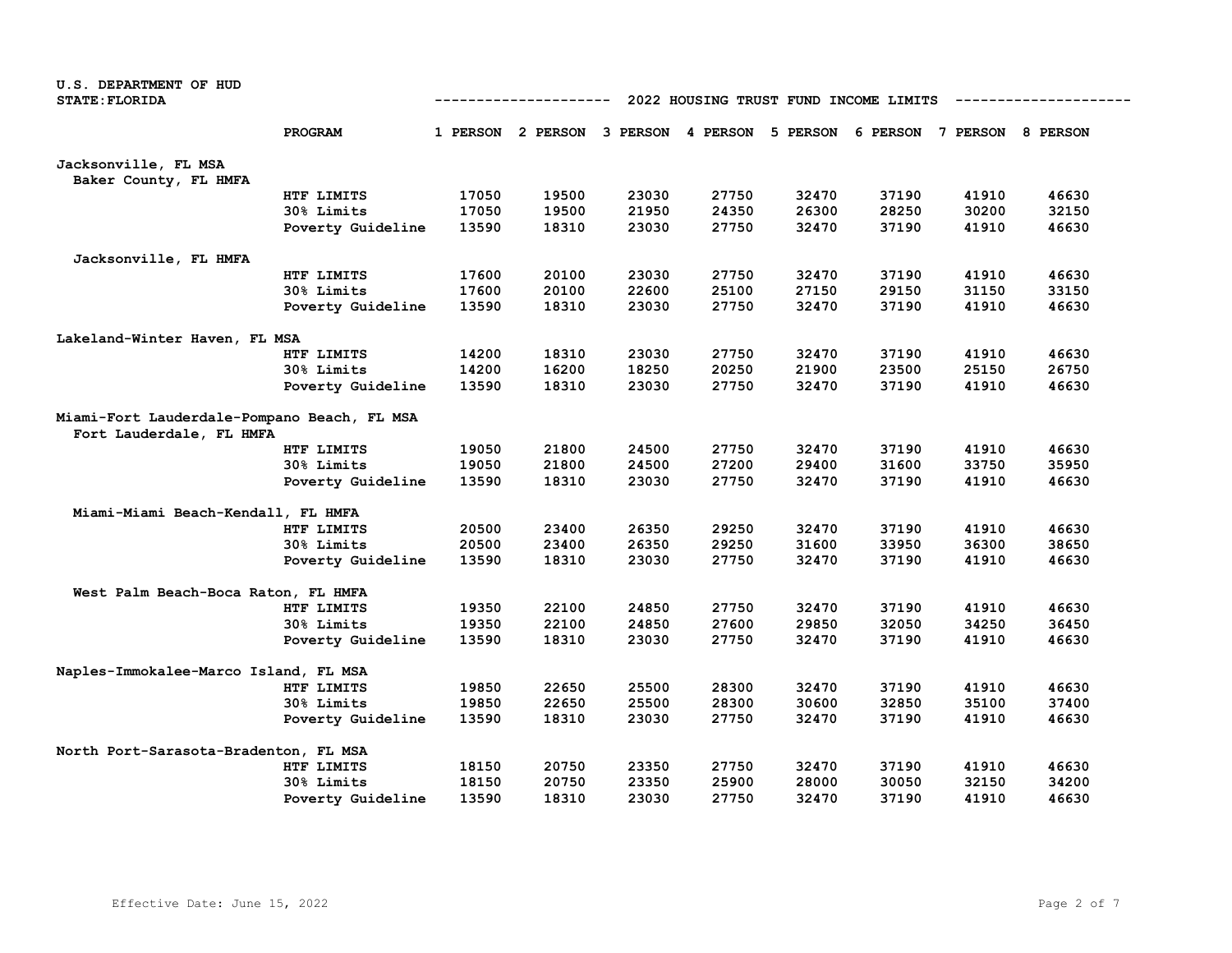U.S. DEPARTMENT OF HUD
STATE: FLORIDA

## 2022 HOUSING TRUST FUND INCOME LIMITS

| | PROGRAM | 1 PERSON | 2 PERSON | 3 PERSON | 4 PERSON | 5 PERSON | 6 PERSON | 7 PERSON | 8 PERSON |
|---|---|---|---|---|---|---|---|---|---|
| **Jacksonville, FL MSA** | | | | | | | | | |
| Baker County, FL HMFA | | | | | | | | | |
| | HTF LIMITS | 17050 | 19500 | 23030 | 27750 | 32470 | 37190 | 41910 | 46630 |
| | 30% Limits | 17050 | 19500 | 21950 | 24350 | 26300 | 28250 | 30200 | 32150 |
| | Poverty Guideline | 13590 | 18310 | 23030 | 27750 | 32470 | 37190 | 41910 | 46630 |
| Jacksonville, FL HMFA | | | | | | | | | |
| | HTF LIMITS | 17600 | 20100 | 23030 | 27750 | 32470 | 37190 | 41910 | 46630 |
| | 30% Limits | 17600 | 20100 | 22600 | 25100 | 27150 | 29150 | 31150 | 33150 |
| | Poverty Guideline | 13590 | 18310 | 23030 | 27750 | 32470 | 37190 | 41910 | 46630 |
| **Lakeland-Winter Haven, FL MSA** | | | | | | | | | |
| | HTF LIMITS | 14200 | 18310 | 23030 | 27750 | 32470 | 37190 | 41910 | 46630 |
| | 30% Limits | 14200 | 16200 | 18250 | 20250 | 21900 | 23500 | 25150 | 26750 |
| | Poverty Guideline | 13590 | 18310 | 23030 | 27750 | 32470 | 37190 | 41910 | 46630 |
| **Miami-Fort Lauderdale-Pompano Beach, FL MSA** | | | | | | | | | |
| Fort Lauderdale, FL HMFA | | | | | | | | | |
| | HTF LIMITS | 19050 | 21800 | 24500 | 27750 | 32470 | 37190 | 41910 | 46630 |
| | 30% Limits | 19050 | 21800 | 24500 | 27200 | 29400 | 31600 | 33750 | 35950 |
| | Poverty Guideline | 13590 | 18310 | 23030 | 27750 | 32470 | 37190 | 41910 | 46630 |
| Miami-Miami Beach-Kendall, FL HMFA | | | | | | | | | |
| | HTF LIMITS | 20500 | 23400 | 26350 | 29250 | 32470 | 37190 | 41910 | 46630 |
| | 30% Limits | 20500 | 23400 | 26350 | 29250 | 31600 | 33950 | 36300 | 38650 |
| | Poverty Guideline | 13590 | 18310 | 23030 | 27750 | 32470 | 37190 | 41910 | 46630 |
| West Palm Beach-Boca Raton, FL HMFA | | | | | | | | | |
| | HTF LIMITS | 19350 | 22100 | 24850 | 27750 | 32470 | 37190 | 41910 | 46630 |
| | 30% Limits | 19350 | 22100 | 24850 | 27600 | 29850 | 32050 | 34250 | 36450 |
| | Poverty Guideline | 13590 | 18310 | 23030 | 27750 | 32470 | 37190 | 41910 | 46630 |
| **Naples-Immokalee-Marco Island, FL MSA** | | | | | | | | | |
| | HTF LIMITS | 19850 | 22650 | 25500 | 28300 | 32470 | 37190 | 41910 | 46630 |
| | 30% Limits | 19850 | 22650 | 25500 | 28300 | 30600 | 32850 | 35100 | 37400 |
| | Poverty Guideline | 13590 | 18310 | 23030 | 27750 | 32470 | 37190 | 41910 | 46630 |
| **North Port-Sarasota-Bradenton, FL MSA** | | | | | | | | | |
| | HTF LIMITS | 18150 | 20750 | 23350 | 27750 | 32470 | 37190 | 41910 | 46630 |
| | 30% Limits | 18150 | 20750 | 23350 | 25900 | 28000 | 30050 | 32150 | 34200 |
| | Poverty Guideline | 13590 | 18310 | 23030 | 27750 | 32470 | 37190 | 41910 | 46630 |

Effective Date: June 15, 2022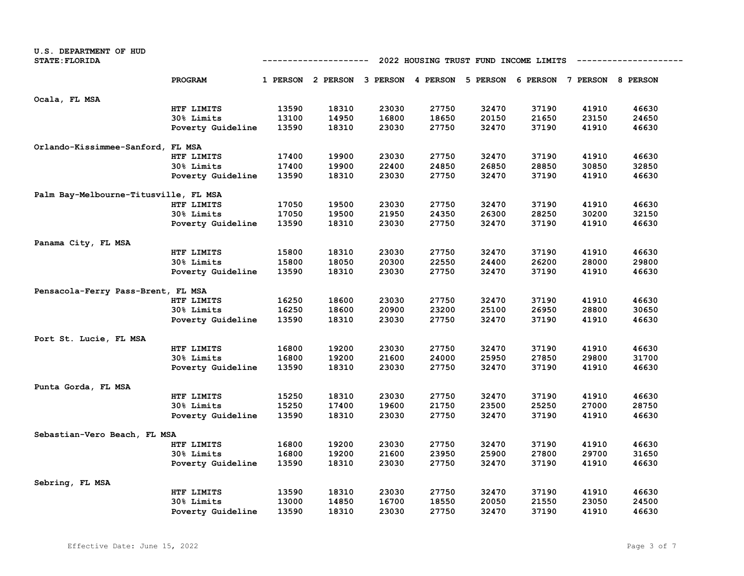U.S. DEPARTMENT OF HUD
STATE: FLORIDA

## 2022 HOUSING TRUST FUND INCOME LIMITS

| | PROGRAM | 1 PERSON | 2 PERSON | 3 PERSON | 4 PERSON | 5 PERSON | 6 PERSON | 7 PERSON | 8 PERSON |
|---|---|---|---|---|---|---|---|---|---|
| Ocala, FL MSA | | | | | | | | | |
| | HTF LIMITS | 13590 | 18310 | 23030 | 27750 | 32470 | 37190 | 41910 | 46630 |
| | 30% Limits | 13100 | 14950 | 16800 | 18650 | 20150 | 21650 | 23150 | 24650 |
| | Poverty Guideline | 13590 | 18310 | 23030 | 27750 | 32470 | 37190 | 41910 | 46630 |
| Orlando-Kissimmee-Sanford, FL MSA | | | | | | | | | |
| | HTF LIMITS | 17400 | 19900 | 23030 | 27750 | 32470 | 37190 | 41910 | 46630 |
| | 30% Limits | 17400 | 19900 | 22400 | 24850 | 26850 | 28850 | 30850 | 32850 |
| | Poverty Guideline | 13590 | 18310 | 23030 | 27750 | 32470 | 37190 | 41910 | 46630 |
| Palm Bay-Melbourne-Titusville, FL MSA | | | | | | | | | |
| | HTF LIMITS | 17050 | 19500 | 23030 | 27750 | 32470 | 37190 | 41910 | 46630 |
| | 30% Limits | 17050 | 19500 | 21950 | 24350 | 26300 | 28250 | 30200 | 32150 |
| | Poverty Guideline | 13590 | 18310 | 23030 | 27750 | 32470 | 37190 | 41910 | 46630 |
| Panama City, FL MSA | | | | | | | | | |
| | HTF LIMITS | 15800 | 18310 | 23030 | 27750 | 32470 | 37190 | 41910 | 46630 |
| | 30% Limits | 15800 | 18050 | 20300 | 22550 | 24400 | 26200 | 28000 | 29800 |
| | Poverty Guideline | 13590 | 18310 | 23030 | 27750 | 32470 | 37190 | 41910 | 46630 |
| Pensacola-Ferry Pass-Brent, FL MSA | | | | | | | | | |
| | HTF LIMITS | 16250 | 18600 | 23030 | 27750 | 32470 | 37190 | 41910 | 46630 |
| | 30% Limits | 16250 | 18600 | 20900 | 23200 | 25100 | 26950 | 28800 | 30650 |
| | Poverty Guideline | 13590 | 18310 | 23030 | 27750 | 32470 | 37190 | 41910 | 46630 |
| Port St. Lucie, FL MSA | | | | | | | | | |
| | HTF LIMITS | 16800 | 19200 | 23030 | 27750 | 32470 | 37190 | 41910 | 46630 |
| | 30% Limits | 16800 | 19200 | 21600 | 24000 | 25950 | 27850 | 29800 | 31700 |
| | Poverty Guideline | 13590 | 18310 | 23030 | 27750 | 32470 | 37190 | 41910 | 46630 |
| Punta Gorda, FL MSA | | | | | | | | | |
| | HTF LIMITS | 15250 | 18310 | 23030 | 27750 | 32470 | 37190 | 41910 | 46630 |
| | 30% Limits | 15250 | 17400 | 19600 | 21750 | 23500 | 25250 | 27000 | 28750 |
| | Poverty Guideline | 13590 | 18310 | 23030 | 27750 | 32470 | 37190 | 41910 | 46630 |
| Sebastian-Vero Beach, FL MSA | | | | | | | | | |
| | HTF LIMITS | 16800 | 19200 | 23030 | 27750 | 32470 | 37190 | 41910 | 46630 |
| | 30% Limits | 16800 | 19200 | 21600 | 23950 | 25900 | 27800 | 29700 | 31650 |
| | Poverty Guideline | 13590 | 18310 | 23030 | 27750 | 32470 | 37190 | 41910 | 46630 |
| Sebring, FL MSA | | | | | | | | | |
| | HTF LIMITS | 13590 | 18310 | 23030 | 27750 | 32470 | 37190 | 41910 | 46630 |
| | 30% Limits | 13000 | 14850 | 16700 | 18550 | 20050 | 21550 | 23050 | 24500 |
| | Poverty Guideline | 13590 | 18310 | 23030 | 27750 | 32470 | 37190 | 41910 | 46630 |

Effective Date: June 15, 2022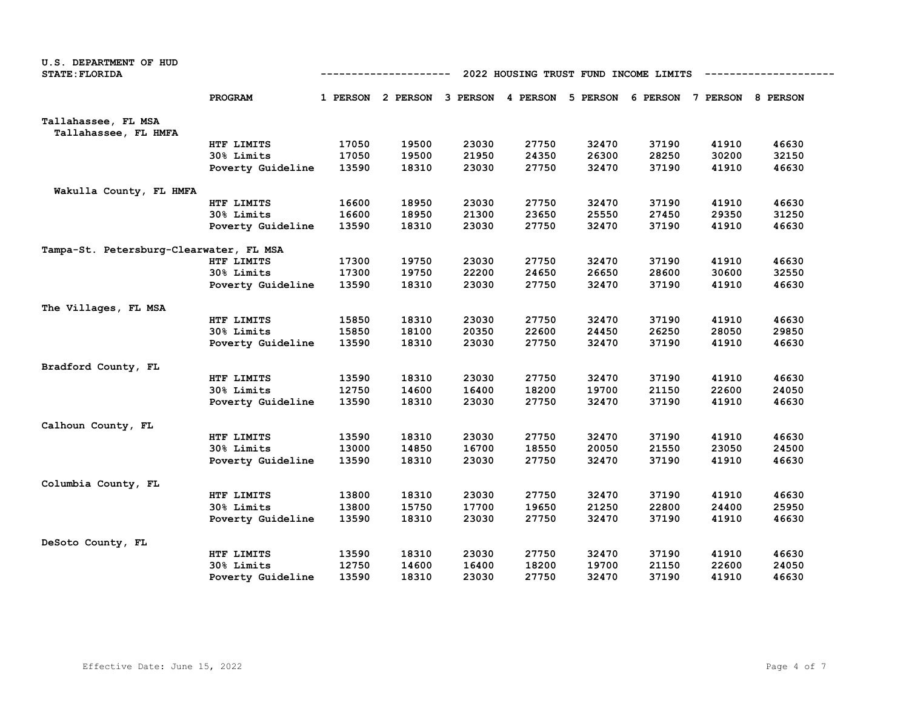U.S. DEPARTMENT OF HUD
STATE: FLORIDA

2022 HOUSING TRUST FUND INCOME LIMITS

| | PROGRAM | 1 PERSON | 2 PERSON | 3 PERSON | 4 PERSON | 5 PERSON | 6 PERSON | 7 PERSON | 8 PERSON |
|---|---|---|---|---|---|---|---|---|---|
| **Tallahassee, FL MSA** | | | | | | | | | |
| Tallahassee, FL HMFA | | | | | | | | | |
| | HTF LIMITS | 17050 | 19500 | 23030 | 27750 | 32470 | 37190 | 41910 | 46630 |
| | 30% Limits | 17050 | 19500 | 21950 | 24350 | 26300 | 28250 | 30200 | 32150 |
| | Poverty Guideline | 13590 | 18310 | 23030 | 27750 | 32470 | 37190 | 41910 | 46630 |
| Wakulla County, FL HMFA | | | | | | | | | |
| | HTF LIMITS | 16600 | 18950 | 23030 | 27750 | 32470 | 37190 | 41910 | 46630 |
| | 30% Limits | 16600 | 18950 | 21300 | 23650 | 25550 | 27450 | 29350 | 31250 |
| | Poverty Guideline | 13590 | 18310 | 23030 | 27750 | 32470 | 37190 | 41910 | 46630 |
| **Tampa-St. Petersburg-Clearwater, FL MSA** | | | | | | | | | |
| | HTF LIMITS | 17300 | 19750 | 23030 | 27750 | 32470 | 37190 | 41910 | 46630 |
| | 30% Limits | 17300 | 19750 | 22200 | 24650 | 26650 | 28600 | 30600 | 32550 |
| | Poverty Guideline | 13590 | 18310 | 23030 | 27750 | 32470 | 37190 | 41910 | 46630 |
| **The Villages, FL MSA** | | | | | | | | | |
| | HTF LIMITS | 15850 | 18310 | 23030 | 27750 | 32470 | 37190 | 41910 | 46630 |
| | 30% Limits | 15850 | 18100 | 20350 | 22600 | 24450 | 26250 | 28050 | 29850 |
| | Poverty Guideline | 13590 | 18310 | 23030 | 27750 | 32470 | 37190 | 41910 | 46630 |
| **Bradford County, FL** | | | | | | | | | |
| | HTF LIMITS | 13590 | 18310 | 23030 | 27750 | 32470 | 37190 | 41910 | 46630 |
| | 30% Limits | 12750 | 14600 | 16400 | 18200 | 19700 | 21150 | 22600 | 24050 |
| | Poverty Guideline | 13590 | 18310 | 23030 | 27750 | 32470 | 37190 | 41910 | 46630 |
| **Calhoun County, FL** | | | | | | | | | |
| | HTF LIMITS | 13590 | 18310 | 23030 | 27750 | 32470 | 37190 | 41910 | 46630 |
| | 30% Limits | 13000 | 14850 | 16700 | 18550 | 20050 | 21550 | 23050 | 24500 |
| | Poverty Guideline | 13590 | 18310 | 23030 | 27750 | 32470 | 37190 | 41910 | 46630 |
| **Columbia County, FL** | | | | | | | | | |
| | HTF LIMITS | 13800 | 18310 | 23030 | 27750 | 32470 | 37190 | 41910 | 46630 |
| | 30% Limits | 13800 | 15750 | 17700 | 19650 | 21250 | 22800 | 24400 | 25950 |
| | Poverty Guideline | 13590 | 18310 | 23030 | 27750 | 32470 | 37190 | 41910 | 46630 |
| **DeSoto County, FL** | | | | | | | | | |
| | HTF LIMITS | 13590 | 18310 | 23030 | 27750 | 32470 | 37190 | 41910 | 46630 |
| | 30% Limits | 12750 | 14600 | 16400 | 18200 | 19700 | 21150 | 22600 | 24050 |
| | Poverty Guideline | 13590 | 18310 | 23030 | 27750 | 32470 | 37190 | 41910 | 46630 |

Effective Date: June 15, 2022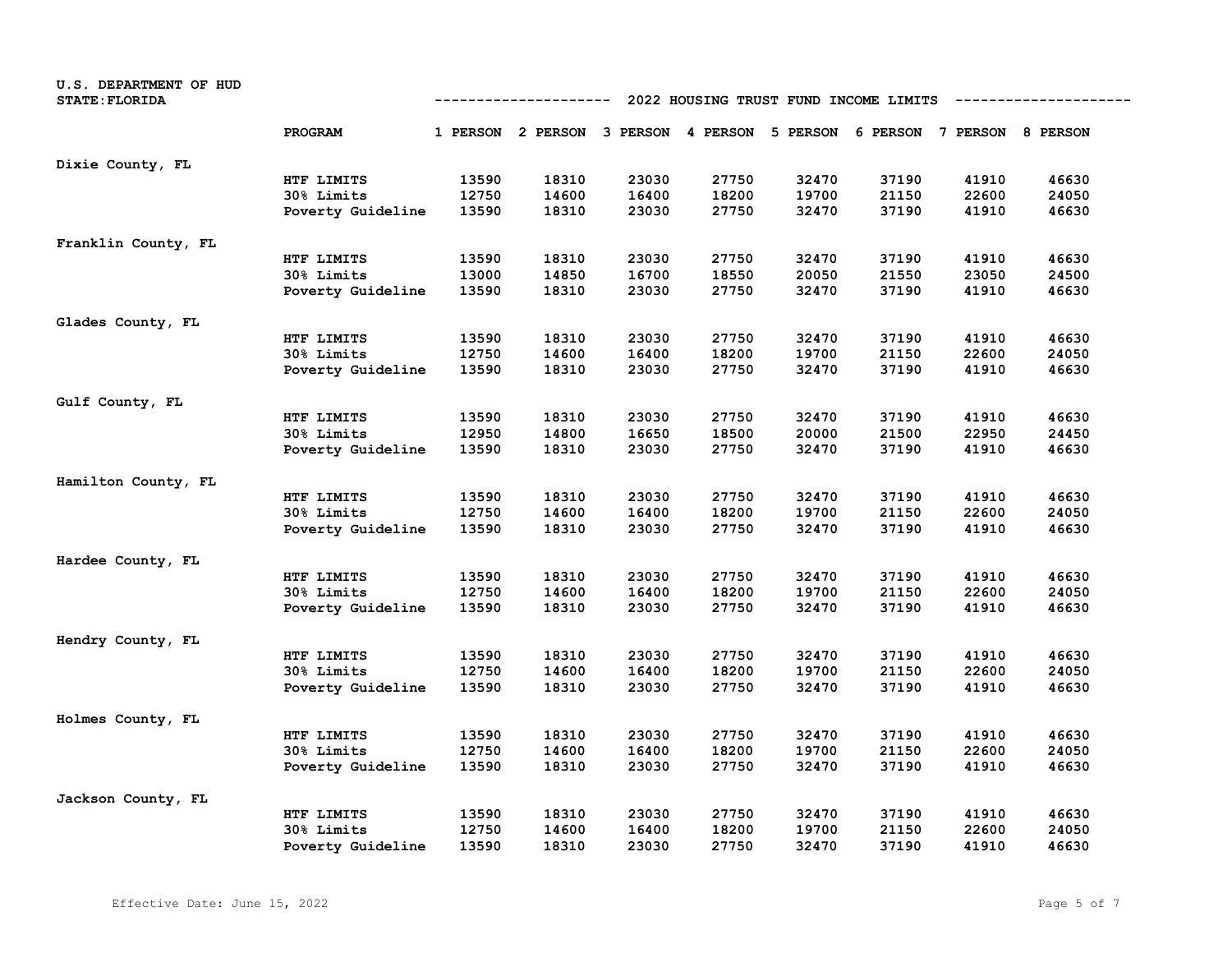U.S. DEPARTMENT OF HUD
STATE: FLORIDA

## 2022 HOUSING TRUST FUND INCOME LIMITS

| | PROGRAM | 1 PERSON | 2 PERSON | 3 PERSON | 4 PERSON | 5 PERSON | 6 PERSON | 7 PERSON | 8 PERSON |
|---|---|---|---|---|---|---|---|---|---|
| Dixie County, FL | | | | | | | | | |
| | HTF LIMITS | 13590 | 18310 | 23030 | 27750 | 32470 | 37190 | 41910 | 46630 |
| | 30% Limits | 12750 | 14600 | 16400 | 18200 | 19700 | 21150 | 22600 | 24050 |
| | Poverty Guideline | 13590 | 18310 | 23030 | 27750 | 32470 | 37190 | 41910 | 46630 |
| Franklin County, FL | | | | | | | | | |
| | HTF LIMITS | 13590 | 18310 | 23030 | 27750 | 32470 | 37190 | 41910 | 46630 |
| | 30% Limits | 13000 | 14850 | 16700 | 18550 | 20050 | 21550 | 23050 | 24500 |
| | Poverty Guideline | 13590 | 18310 | 23030 | 27750 | 32470 | 37190 | 41910 | 46630 |
| Glades County, FL | | | | | | | | | |
| | HTF LIMITS | 13590 | 18310 | 23030 | 27750 | 32470 | 37190 | 41910 | 46630 |
| | 30% Limits | 12750 | 14600 | 16400 | 18200 | 19700 | 21150 | 22600 | 24050 |
| | Poverty Guideline | 13590 | 18310 | 23030 | 27750 | 32470 | 37190 | 41910 | 46630 |
| Gulf County, FL | | | | | | | | | |
| | HTF LIMITS | 13590 | 18310 | 23030 | 27750 | 32470 | 37190 | 41910 | 46630 |
| | 30% Limits | 12950 | 14800 | 16650 | 18500 | 20000 | 21500 | 22950 | 24450 |
| | Poverty Guideline | 13590 | 18310 | 23030 | 27750 | 32470 | 37190 | 41910 | 46630 |
| Hamilton County, FL | | | | | | | | | |
| | HTF LIMITS | 13590 | 18310 | 23030 | 27750 | 32470 | 37190 | 41910 | 46630 |
| | 30% Limits | 12750 | 14600 | 16400 | 18200 | 19700 | 21150 | 22600 | 24050 |
| | Poverty Guideline | 13590 | 18310 | 23030 | 27750 | 32470 | 37190 | 41910 | 46630 |
| Hardee County, FL | | | | | | | | | |
| | HTF LIMITS | 13590 | 18310 | 23030 | 27750 | 32470 | 37190 | 41910 | 46630 |
| | 30% Limits | 12750 | 14600 | 16400 | 18200 | 19700 | 21150 | 22600 | 24050 |
| | Poverty Guideline | 13590 | 18310 | 23030 | 27750 | 32470 | 37190 | 41910 | 46630 |
| Hendry County, FL | | | | | | | | | |
| | HTF LIMITS | 13590 | 18310 | 23030 | 27750 | 32470 | 37190 | 41910 | 46630 |
| | 30% Limits | 12750 | 14600 | 16400 | 18200 | 19700 | 21150 | 22600 | 24050 |
| | Poverty Guideline | 13590 | 18310 | 23030 | 27750 | 32470 | 37190 | 41910 | 46630 |
| Holmes County, FL | | | | | | | | | |
| | HTF LIMITS | 13590 | 18310 | 23030 | 27750 | 32470 | 37190 | 41910 | 46630 |
| | 30% Limits | 12750 | 14600 | 16400 | 18200 | 19700 | 21150 | 22600 | 24050 |
| | Poverty Guideline | 13590 | 18310 | 23030 | 27750 | 32470 | 37190 | 41910 | 46630 |
| Jackson County, FL | | | | | | | | | |
| | HTF LIMITS | 13590 | 18310 | 23030 | 27750 | 32470 | 37190 | 41910 | 46630 |
| | 30% Limits | 12750 | 14600 | 16400 | 18200 | 19700 | 21150 | 22600 | 24050 |
| | Poverty Guideline | 13590 | 18310 | 23030 | 27750 | 32470 | 37190 | 41910 | 46630 |

Effective Date: June 15, 2022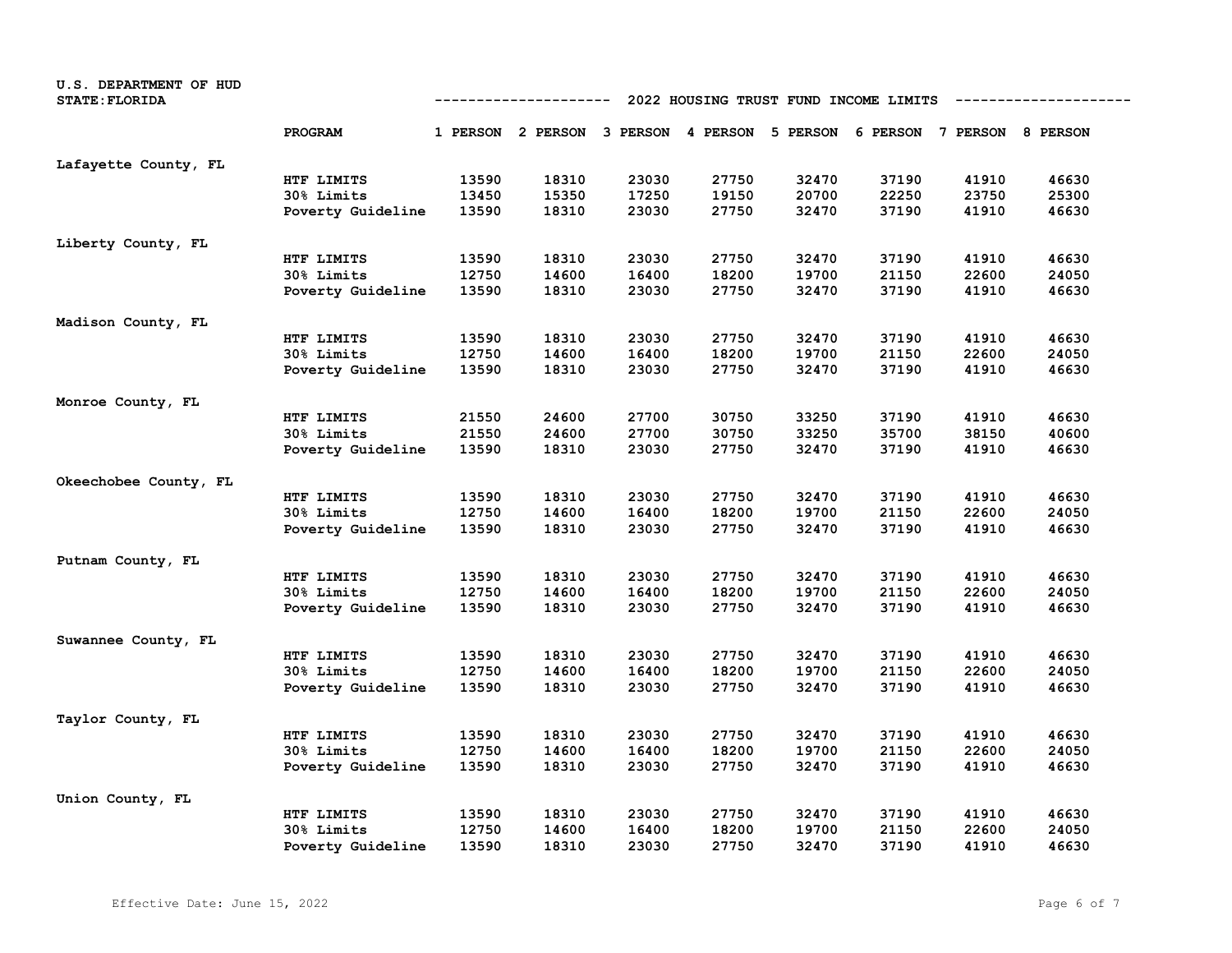U.S. DEPARTMENT OF HUD
STATE:FLORIDA

## 2022 HOUSING TRUST FUND INCOME LIMITS

| | PROGRAM | 1 PERSON | 2 PERSON | 3 PERSON | 4 PERSON | 5 PERSON | 6 PERSON | 7 PERSON | 8 PERSON |
|---|---|---|---|---|---|---|---|---|---|
| Lafayette County, FL | | | | | | | | | |
| | HTF LIMITS | 13590 | 18310 | 23030 | 27750 | 32470 | 37190 | 41910 | 46630 |
| | 30% Limits | 13450 | 15350 | 17250 | 19150 | 20700 | 22250 | 23750 | 25300 |
| | Poverty Guideline | 13590 | 18310 | 23030 | 27750 | 32470 | 37190 | 41910 | 46630 |
| Liberty County, FL | | | | | | | | | |
| | HTF LIMITS | 13590 | 18310 | 23030 | 27750 | 32470 | 37190 | 41910 | 46630 |
| | 30% Limits | 12750 | 14600 | 16400 | 18200 | 19700 | 21150 | 22600 | 24050 |
| | Poverty Guideline | 13590 | 18310 | 23030 | 27750 | 32470 | 37190 | 41910 | 46630 |
| Madison County, FL | | | | | | | | | |
| | HTF LIMITS | 13590 | 18310 | 23030 | 27750 | 32470 | 37190 | 41910 | 46630 |
| | 30% Limits | 12750 | 14600 | 16400 | 18200 | 19700 | 21150 | 22600 | 24050 |
| | Poverty Guideline | 13590 | 18310 | 23030 | 27750 | 32470 | 37190 | 41910 | 46630 |
| Monroe County, FL | | | | | | | | | |
| | HTF LIMITS | 21550 | 24600 | 27700 | 30750 | 33250 | 37190 | 41910 | 46630 |
| | 30% Limits | 21550 | 24600 | 27700 | 30750 | 33250 | 35700 | 38150 | 40600 |
| | Poverty Guideline | 13590 | 18310 | 23030 | 27750 | 32470 | 37190 | 41910 | 46630 |
| Okeechobee County, FL | | | | | | | | | |
| | HTF LIMITS | 13590 | 18310 | 23030 | 27750 | 32470 | 37190 | 41910 | 46630 |
| | 30% Limits | 12750 | 14600 | 16400 | 18200 | 19700 | 21150 | 22600 | 24050 |
| | Poverty Guideline | 13590 | 18310 | 23030 | 27750 | 32470 | 37190 | 41910 | 46630 |
| Putnam County, FL | | | | | | | | | |
| | HTF LIMITS | 13590 | 18310 | 23030 | 27750 | 32470 | 37190 | 41910 | 46630 |
| | 30% Limits | 12750 | 14600 | 16400 | 18200 | 19700 | 21150 | 22600 | 24050 |
| | Poverty Guideline | 13590 | 18310 | 23030 | 27750 | 32470 | 37190 | 41910 | 46630 |
| Suwannee County, FL | | | | | | | | | |
| | HTF LIMITS | 13590 | 18310 | 23030 | 27750 | 32470 | 37190 | 41910 | 46630 |
| | 30% Limits | 12750 | 14600 | 16400 | 18200 | 19700 | 21150 | 22600 | 24050 |
| | Poverty Guideline | 13590 | 18310 | 23030 | 27750 | 32470 | 37190 | 41910 | 46630 |
| Taylor County, FL | | | | | | | | | |
| | HTF LIMITS | 13590 | 18310 | 23030 | 27750 | 32470 | 37190 | 41910 | 46630 |
| | 30% Limits | 12750 | 14600 | 16400 | 18200 | 19700 | 21150 | 22600 | 24050 |
| | Poverty Guideline | 13590 | 18310 | 23030 | 27750 | 32470 | 37190 | 41910 | 46630 |
| Union County, FL | | | | | | | | | |
| | HTF LIMITS | 13590 | 18310 | 23030 | 27750 | 32470 | 37190 | 41910 | 46630 |
| | 30% Limits | 12750 | 14600 | 16400 | 18200 | 19700 | 21150 | 22600 | 24050 |
| | Poverty Guideline | 13590 | 18310 | 23030 | 27750 | 32470 | 37190 | 41910 | 46630 |

Effective Date: June 15, 2022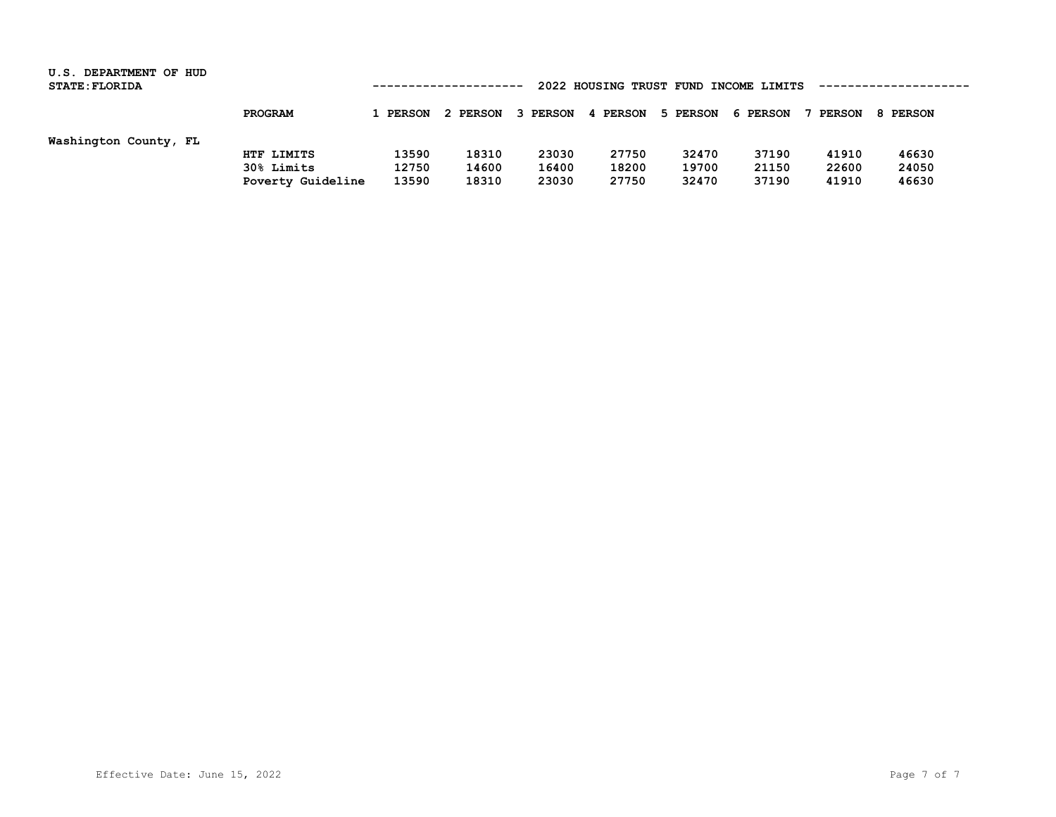**U.S. DEPARTMENT OF HUD**
**STATE: FLORIDA**

## 2022 HOUSING TRUST FUND INCOME LIMITS

| | PROGRAM | 1 PERSON | 2 PERSON | 3 PERSON | 4 PERSON | 5 PERSON | 6 PERSON | 7 PERSON | 8 PERSON |
|---|---|---|---|---|---|---|---|---|---|
| Washington County, FL | | | | | | | | | |
| | HTF LIMITS | 13590 | 18310 | 23030 | 27750 | 32470 | 37190 | 41910 | 46630 |
| | 30% Limits | 12750 | 14600 | 16400 | 18200 | 19700 | 21150 | 22600 | 24050 |
| | Poverty Guideline | 13590 | 18310 | 23030 | 27750 | 32470 | 37190 | 41910 | 46630 |

Effective Date: June 15, 2022